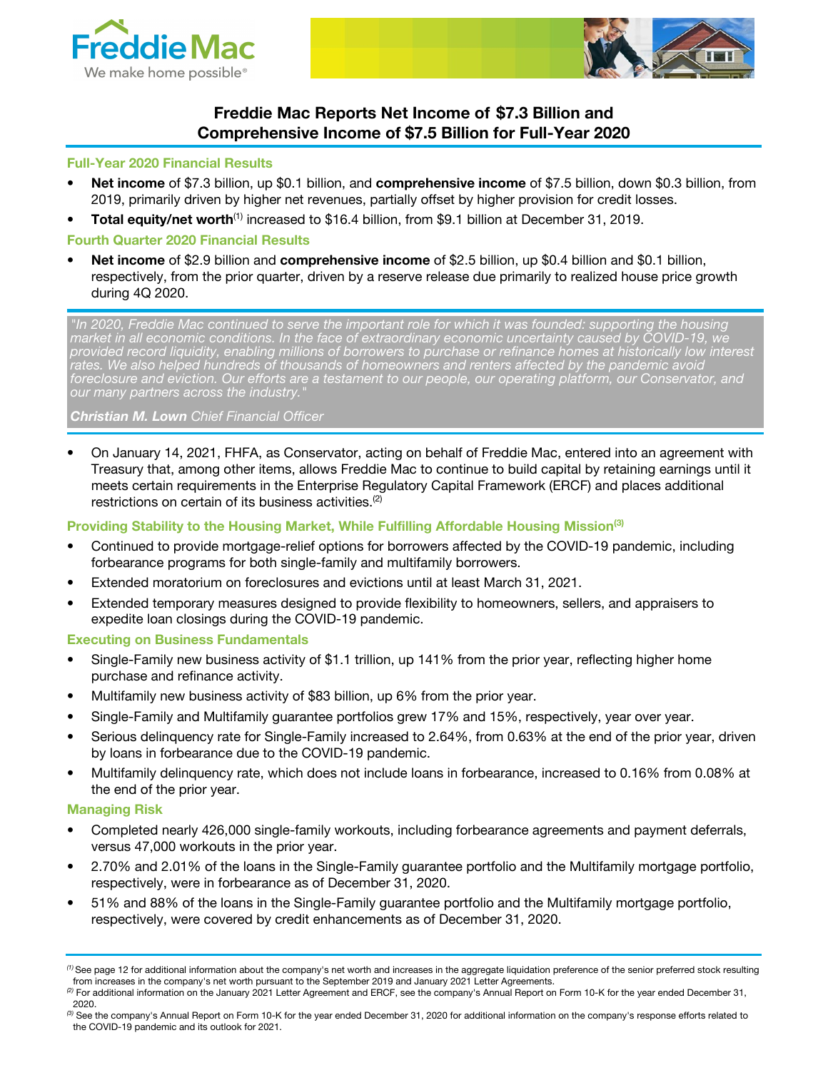# Freddie Mac Reports Net Income of $7.3 Billion and Comprehensive Income of $7.5 Billion for Full-Year 2020

## Full-Year 2020 Financial Results

- **Net income** of $7.3 billion, up $0.1 billion, and **comprehensive income** of $7.5 billion, down $0.3 billion, from 2019, primarily driven by higher net revenues, partially offset by higher provision for credit losses.
- **Total equity/net worth**[1] increased to $16.4 billion, from $9.1 billion at December 31, 2019.

## Fourth Quarter 2020 Financial Results

- **Net income** of $2.9 billion and **comprehensive income** of $2.5 billion, up $0.4 billion and $0.1 billion, respectively, from the prior quarter, driven by a reserve release due primarily to realized house price growth during 4Q 2020.

*"In 2020, Freddie Mac continued to serve the important role for which it was founded: supporting the housing market in all economic conditions. In the face of extraordinary economic uncertainty caused by COVID-19, we provided record liquidity, enabling millions of borrowers to purchase or refinance homes at historically low interest rates. We also helped hundreds of thousands of homeowners and renters affected by the pandemic avoid foreclosure and eviction. Our efforts are a testament to our people, our operating platform, our Conservator, and our many partners across the industry."*

***Christian M. Lown*** *Chief Financial Officer*

- On January 14, 2021, FHFA, as Conservator, acting on behalf of Freddie Mac, entered into an agreement with Treasury that, among other items, allows Freddie Mac to continue to build capital by retaining earnings until it meets certain requirements in the Enterprise Regulatory Capital Framework (ERCF) and places additional restrictions on certain of its business activities.[2]

## Providing Stability to the Housing Market, While Fulfilling Affordable Housing Mission[3]

- Continued to provide mortgage-relief options for borrowers affected by the COVID-19 pandemic, including forbearance programs for both single-family and multifamily borrowers.
- Extended moratorium on foreclosures and evictions until at least March 31, 2021.
- Extended temporary measures designed to provide flexibility to homeowners, sellers, and appraisers to expedite loan closings during the COVID-19 pandemic.

## Executing on Business Fundamentals

- Single-Family new business activity of $1.1 trillion, up 141% from the prior year, reflecting higher home purchase and refinance activity.
- Multifamily new business activity of $83 billion, up 6% from the prior year.
- Single-Family and Multifamily guarantee portfolios grew 17% and 15%, respectively, year over year.
- Serious delinquency rate for Single-Family increased to 2.64%, from 0.63% at the end of the prior year, driven by loans in forbearance due to the COVID-19 pandemic.
- Multifamily delinquency rate, which does not include loans in forbearance, increased to 0.16% from 0.08% at the end of the prior year.

## Managing Risk

- Completed nearly 426,000 single-family workouts, including forbearance agreements and payment deferrals, versus 47,000 workouts in the prior year.
- 2.70% and 2.01% of the loans in the Single-Family guarantee portfolio and the Multifamily mortgage portfolio, respectively, were in forbearance as of December 31, 2020.
- 51% and 88% of the loans in the Single-Family guarantee portfolio and the Multifamily mortgage portfolio, respectively, were covered by credit enhancements as of December 31, 2020.

---

(1) See page 12 for additional information about the company's net worth and increases in the aggregate liquidation preference of the senior preferred stock resulting from increases in the company's net worth pursuant to the September 2019 and January 2021 Letter Agreements.

(2) For additional information on the January 2021 Letter Agreement and ERCF, see the company's Annual Report on Form 10-K for the year ended December 31, 2020.

(3) See the company's Annual Report on Form 10-K for the year ended December 31, 2020 for additional information on the company's response efforts related to the COVID-19 pandemic and its outlook for 2021.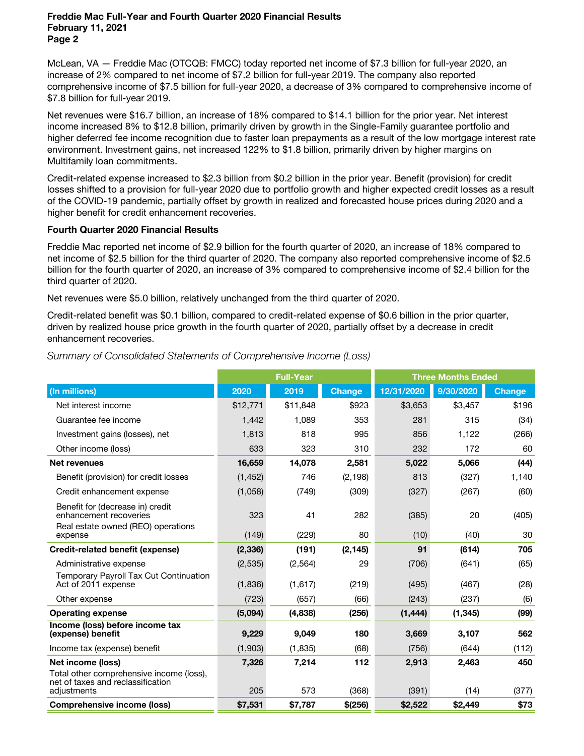McLean, VA — Freddie Mac (OTCQB: FMCC) today reported net income of $7.3 billion for full-year 2020, an increase of 2% compared to net income of $7.2 billion for full-year 2019. The company also reported comprehensive income of $7.5 billion for full-year 2020, a decrease of 3% compared to comprehensive income of $7.8 billion for full-year 2019.

Net revenues were $16.7 billion, an increase of 18% compared to $14.1 billion for the prior year. Net interest income increased 8% to $12.8 billion, primarily driven by growth in the Single-Family guarantee portfolio and higher deferred fee income recognition due to faster loan prepayments as a result of the low mortgage interest rate environment. Investment gains, net increased 122% to $1.8 billion, primarily driven by higher margins on Multifamily loan commitments.

Credit-related expense increased to $2.3 billion from $0.2 billion in the prior year. Benefit (provision) for credit losses shifted to a provision for full-year 2020 due to portfolio growth and higher expected credit losses as a result of the COVID-19 pandemic, partially offset by growth in realized and forecasted house prices during 2020 and a higher benefit for credit enhancement recoveries.

**Fourth Quarter 2020 Financial Results**

Freddie Mac reported net income of $2.9 billion for the fourth quarter of 2020, an increase of 18% compared to net income of $2.5 billion for the third quarter of 2020. The company also reported comprehensive income of $2.5 billion for the fourth quarter of 2020, an increase of 3% compared to comprehensive income of $2.4 billion for the third quarter of 2020.

Net revenues were $5.0 billion, relatively unchanged from the third quarter of 2020.

Credit-related benefit was $0.1 billion, compared to credit-related expense of $0.6 billion in the prior quarter, driven by realized house price growth in the fourth quarter of 2020, partially offset by a decrease in credit enhancement recoveries.

*Summary of Consolidated Statements of Comprehensive Income (Loss)*

| | Full-Year | | | Three Months Ended | | |
|---|---|---|---|---|---|---|
| (In millions) | 2020 | 2019 | Change | 12/31/2020 | 9/30/2020 | Change |
| Net interest income | $12,771 | $11,848 | $923 | $3,653 | $3,457 | $196 |
| Guarantee fee income | 1,442 | 1,089 | 353 | 281 | 315 | (34) |
| Investment gains (losses), net | 1,813 | 818 | 995 | 856 | 1,122 | (266) |
| Other income (loss) | 633 | 323 | 310 | 232 | 172 | 60 |
| **Net revenues** | **16,659** | **14,078** | **2,581** | **5,022** | **5,066** | **(44)** |
| Benefit (provision) for credit losses | (1,452) | 746 | (2,198) | 813 | (327) | 1,140 |
| Credit enhancement expense | (1,058) | (749) | (309) | (327) | (267) | (60) |
| Benefit for (decrease in) credit enhancement recoveries | 323 | 41 | 282 | (385) | 20 | (405) |
| Real estate owned (REO) operations expense | (149) | (229) | 80 | (10) | (40) | 30 |
| **Credit-related benefit (expense)** | **(2,336)** | **(191)** | **(2,145)** | **91** | **(614)** | **705** |
| Administrative expense | (2,535) | (2,564) | 29 | (706) | (641) | (65) |
| Temporary Payroll Tax Cut Continuation Act of 2011 expense | (1,836) | (1,617) | (219) | (495) | (467) | (28) |
| Other expense | (723) | (657) | (66) | (243) | (237) | (6) |
| **Operating expense** | **(5,094)** | **(4,838)** | **(256)** | **(1,444)** | **(1,345)** | **(99)** |
| **Income (loss) before income tax (expense) benefit** | **9,229** | **9,049** | **180** | **3,669** | **3,107** | **562** |
| Income tax (expense) benefit | (1,903) | (1,835) | (68) | (756) | (644) | (112) |
| **Net income (loss)** | **7,326** | **7,214** | **112** | **2,913** | **2,463** | **450** |
| Total other comprehensive income (loss), net of taxes and reclassification adjustments | 205 | 573 | (368) | (391) | (14) | (377) |
| **Comprehensive income (loss)** | **$7,531** | **$7,787** | **$(256)** | **$2,522** | **$2,449** | **$73** |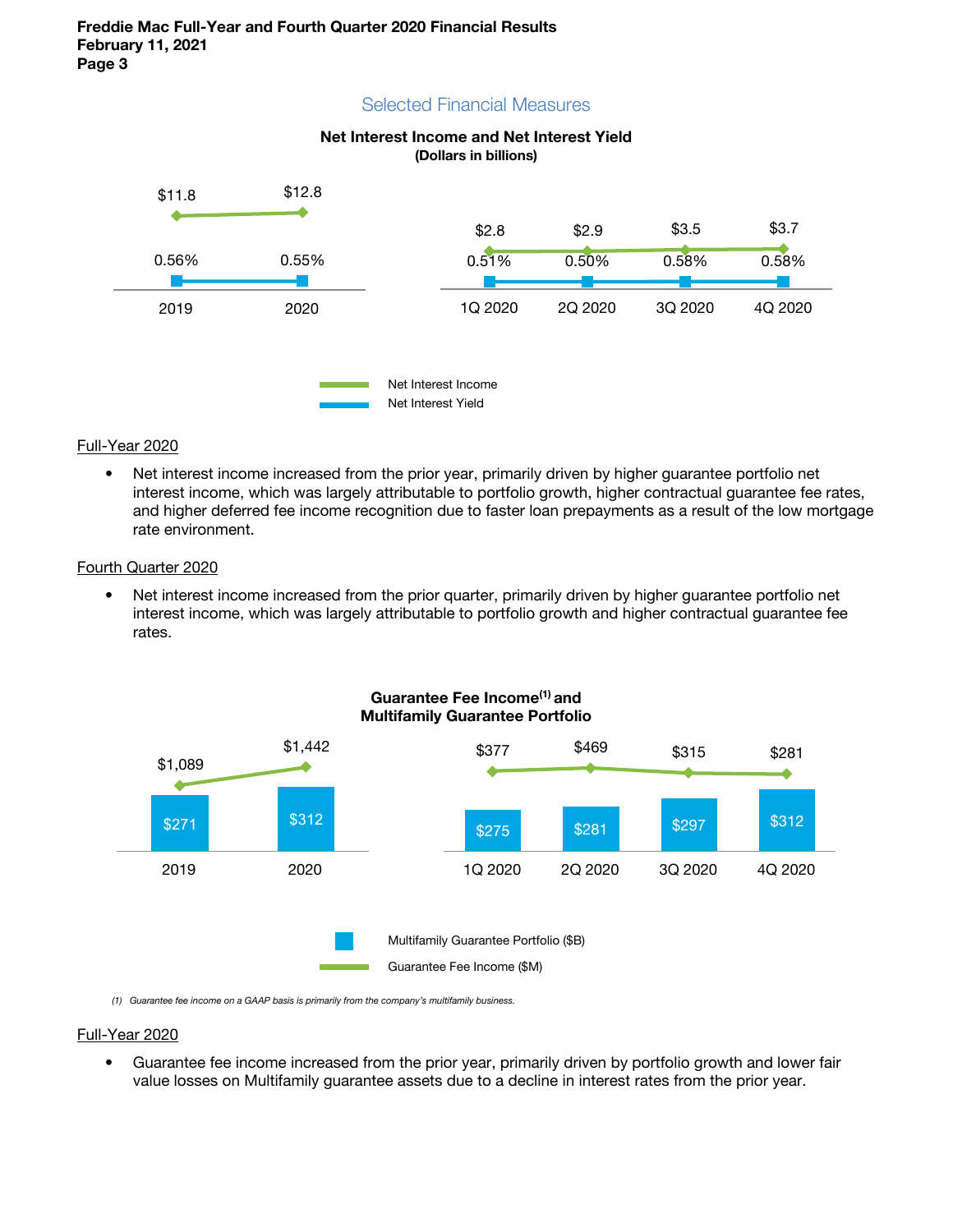## Selected Financial Measures

**Net Interest Income and Net Interest Yield**
**(Dollars in billions)**

| | 2019 | 2020 | 1Q 2020 | 2Q 2020 | 3Q 2020 | 4Q 2020 |
|---|---|---|---|---|---|---|
| Net Interest Income | $11.8 | $12.8 | $2.8 | $2.9 | $3.5 | $3.7 |
| Net Interest Yield | 0.56% | 0.55% | 0.51% | 0.50% | 0.58% | 0.58% |

Full-Year 2020

- Net interest income increased from the prior year, primarily driven by higher guarantee portfolio net interest income, which was largely attributable to portfolio growth, higher contractual guarantee fee rates, and higher deferred fee income recognition due to faster loan prepayments as a result of the low mortgage rate environment.

Fourth Quarter 2020

- Net interest income increased from the prior quarter, primarily driven by higher guarantee portfolio net interest income, which was largely attributable to portfolio growth and higher contractual guarantee fee rates.

**Guarantee Fee Income[1] and Multifamily Guarantee Portfolio**

| | 2019 | 2020 | 1Q 2020 | 2Q 2020 | 3Q 2020 | 4Q 2020 |
|---|---|---|---|---|---|---|
| Multifamily Guarantee Portfolio ($B) | $271 | $312 | $275 | $281 | $297 | $312 |
| Guarantee Fee Income ($M) | $1,089 | $1,442 | $377 | $469 | $315 | $281 |

*(1) Guarantee fee income on a GAAP basis is primarily from the company's multifamily business.*

Full-Year 2020

- Guarantee fee income increased from the prior year, primarily driven by portfolio growth and lower fair value losses on Multifamily guarantee assets due to a decline in interest rates from the prior year.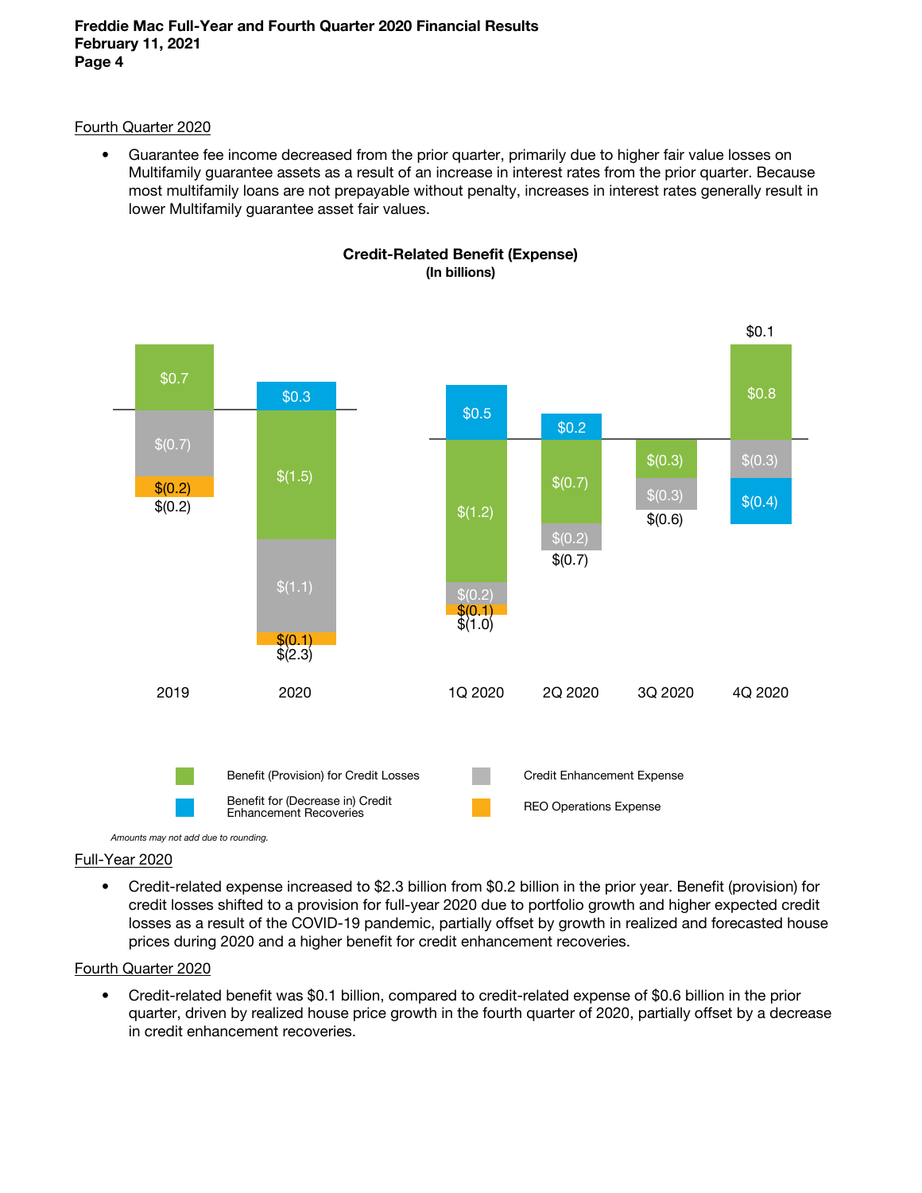Fourth Quarter 2020

- Guarantee fee income decreased from the prior quarter, primarily due to higher fair value losses on Multifamily guarantee assets as a result of an increase in interest rates from the prior quarter. Because most multifamily loans are not prepayable without penalty, increases in interest rates generally result in lower Multifamily guarantee asset fair values.

**Credit-Related Benefit (Expense)**
**(In billions)**

| | 2019 | 2020 | 1Q 2020 | 2Q 2020 | 3Q 2020 | 4Q 2020 |
|---|---|---|---|---|---|---|
| Benefit (Provision) for Credit Losses | $0.7 | $(1.5) | $(1.2) | $(0.7) | $(0.3) | $0.8 |
| Benefit for (Decrease in) Credit Enhancement Recoveries | | $0.3 | $0.5 | $0.2 | | $(0.4) |
| Credit Enhancement Expense | $(0.7) | $(1.1) | $(0.2) | $(0.2) | $(0.3) | $(0.3) |
| REO Operations Expense | $(0.2) | $(0.1) | $(0.1) | | | |
| Total | $(0.2) | $(2.3) | $(1.0) | $(0.7) | $(0.6) | $0.1 |

*Amounts may not add due to rounding.*

Full-Year 2020

- Credit-related expense increased to $2.3 billion from $0.2 billion in the prior year. Benefit (provision) for credit losses shifted to a provision for full-year 2020 due to portfolio growth and higher expected credit losses as a result of the COVID-19 pandemic, partially offset by growth in realized and forecasted house prices during 2020 and a higher benefit for credit enhancement recoveries.

Fourth Quarter 2020

- Credit-related benefit was $0.1 billion, compared to credit-related expense of $0.6 billion in the prior quarter, driven by realized house price growth in the fourth quarter of 2020, partially offset by a decrease in credit enhancement recoveries.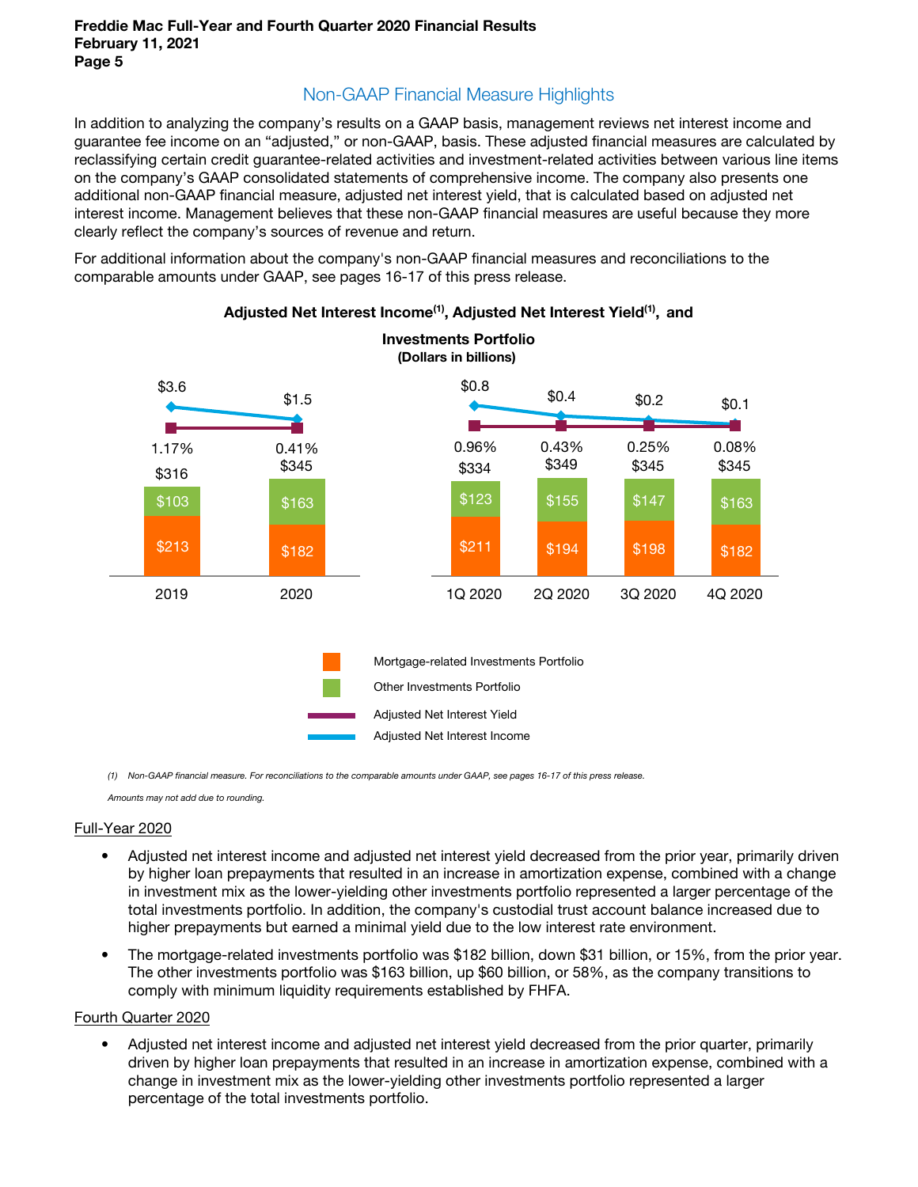## Non-GAAP Financial Measure Highlights

In addition to analyzing the company's results on a GAAP basis, management reviews net interest income and guarantee fee income on an "adjusted," or non-GAAP, basis. These adjusted financial measures are calculated by reclassifying certain credit guarantee-related activities and investment-related activities between various line items on the company's GAAP consolidated statements of comprehensive income. The company also presents one additional non-GAAP financial measure, adjusted net interest yield, that is calculated based on adjusted net interest income. Management believes that these non-GAAP financial measures are useful because they more clearly reflect the company's sources of revenue and return.

For additional information about the company's non-GAAP financial measures and reconciliations to the comparable amounts under GAAP, see pages 16-17 of this press release.

**Adjusted Net Interest Income(1), Adjusted Net Interest Yield(1), and Investments Portfolio**
**(Dollars in billions)**

| | 2019 | 2020 | 1Q 2020 | 2Q 2020 | 3Q 2020 | 4Q 2020 |
|---|---|---|---|---|---|---|
| Adjusted Net Interest Income | $3.6 | $1.5 | $0.8 | $0.4 | $0.2 | $0.1 |
| Adjusted Net Interest Yield | 1.17% | 0.41% | 0.96% | 0.43% | 0.25% | 0.08% |
| Mortgage-related Investments Portfolio | $213 | $182 | $211 | $194 | $198 | $182 |
| Other Investments Portfolio | $103 | $163 | $123 | $155 | $147 | $163 |
| Total | $316 | $345 | $334 | $349 | $345 | $345 |

*(1) Non-GAAP financial measure. For reconciliations to the comparable amounts under GAAP, see pages 16-17 of this press release.*

*Amounts may not add due to rounding.*

Full-Year 2020

- Adjusted net interest income and adjusted net interest yield decreased from the prior year, primarily driven by higher loan prepayments that resulted in an increase in amortization expense, combined with a change in investment mix as the lower-yielding other investments portfolio represented a larger percentage of the total investments portfolio. In addition, the company's custodial trust account balance increased due to higher prepayments but earned a minimal yield due to the low interest rate environment.
- The mortgage-related investments portfolio was $182 billion, down $31 billion, or 15%, from the prior year. The other investments portfolio was $163 billion, up $60 billion, or 58%, as the company transitions to comply with minimum liquidity requirements established by FHFA.

Fourth Quarter 2020

- Adjusted net interest income and adjusted net interest yield decreased from the prior quarter, primarily driven by higher loan prepayments that resulted in an increase in amortization expense, combined with a change in investment mix as the lower-yielding other investments portfolio represented a larger percentage of the total investments portfolio.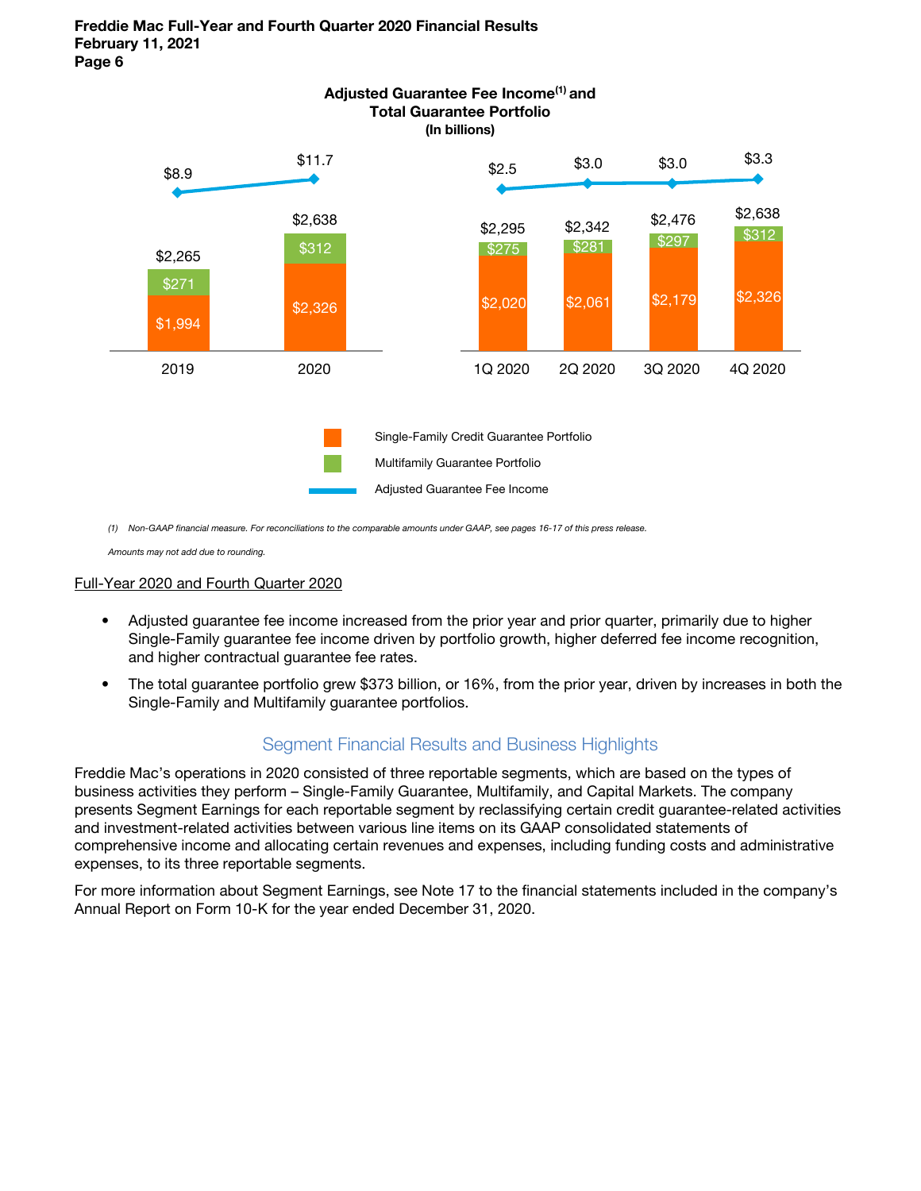**Adjusted Guarantee Fee Income[1] and Total Guarantee Portfolio**
**(In billions)**

| | 2019 | 2020 | 1Q 2020 | 2Q 2020 | 3Q 2020 | 4Q 2020 |
|---|---|---|---|---|---|---|
| Adjusted Guarantee Fee Income | $8.9 | $11.7 | $2.5 | $3.0 | $3.0 | $3.3 |
| Multifamily Guarantee Portfolio | $271 | $312 | $275 | $281 | $297 | $312 |
| Single-Family Credit Guarantee Portfolio | $1,994 | $2,326 | $2,020 | $2,061 | $2,179 | $2,326 |
| Total Guarantee Portfolio | $2,265 | $2,638 | $2,295 | $2,342 | $2,476 | $2,638 |

*(1) Non-GAAP financial measure. For reconciliations to the comparable amounts under GAAP, see pages 16-17 of this press release.*

*Amounts may not add due to rounding.*

Full-Year 2020 and Fourth Quarter 2020

- Adjusted guarantee fee income increased from the prior year and prior quarter, primarily due to higher Single-Family guarantee fee income driven by portfolio growth, higher deferred fee income recognition, and higher contractual guarantee fee rates.
- The total guarantee portfolio grew $373 billion, or 16%, from the prior year, driven by increases in both the Single-Family and Multifamily guarantee portfolios.

## Segment Financial Results and Business Highlights

Freddie Mac's operations in 2020 consisted of three reportable segments, which are based on the types of business activities they perform – Single-Family Guarantee, Multifamily, and Capital Markets. The company presents Segment Earnings for each reportable segment by reclassifying certain credit guarantee-related activities and investment-related activities between various line items on its GAAP consolidated statements of comprehensive income and allocating certain revenues and expenses, including funding costs and administrative expenses, to its three reportable segments.

For more information about Segment Earnings, see Note 17 to the financial statements included in the company's Annual Report on Form 10-K for the year ended December 31, 2020.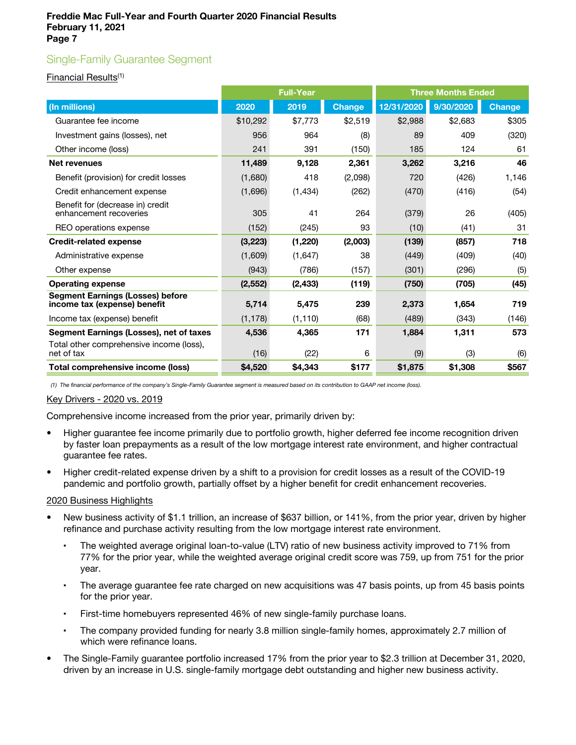## Single-Family Guarantee Segment

Financial Results[(1)]

| (In millions) | Full-Year 2020 | Full-Year 2019 | Full-Year Change | Three Months Ended 12/31/2020 | Three Months Ended 9/30/2020 | Three Months Ended Change |
|---|---|---|---|---|---|---|
| Guarantee fee income | $10,292 | $7,773 | $2,519 | $2,988 | $2,683 | $305 |
| Investment gains (losses), net | 956 | 964 | (8) | 89 | 409 | (320) |
| Other income (loss) | 241 | 391 | (150) | 185 | 124 | 61 |
| **Net revenues** | **11,489** | **9,128** | **2,361** | **3,262** | **3,216** | **46** |
| Benefit (provision) for credit losses | (1,680) | 418 | (2,098) | 720 | (426) | 1,146 |
| Credit enhancement expense | (1,696) | (1,434) | (262) | (470) | (416) | (54) |
| Benefit for (decrease in) credit enhancement recoveries | 305 | 41 | 264 | (379) | 26 | (405) |
| REO operations expense | (152) | (245) | 93 | (10) | (41) | 31 |
| **Credit-related expense** | **(3,223)** | **(1,220)** | **(2,003)** | **(139)** | **(857)** | **718** |
| Administrative expense | (1,609) | (1,647) | 38 | (449) | (409) | (40) |
| Other expense | (943) | (786) | (157) | (301) | (296) | (5) |
| **Operating expense** | **(2,552)** | **(2,433)** | **(119)** | **(750)** | **(705)** | **(45)** |
| **Segment Earnings (Losses) before income tax (expense) benefit** | **5,714** | **5,475** | **239** | **2,373** | **1,654** | **719** |
| Income tax (expense) benefit | (1,178) | (1,110) | (68) | (489) | (343) | (146) |
| **Segment Earnings (Losses), net of taxes** | **4,536** | **4,365** | **171** | **1,884** | **1,311** | **573** |
| Total other comprehensive income (loss), net of tax | (16) | (22) | 6 | (9) | (3) | (6) |
| **Total comprehensive income (loss)** | **$4,520** | **$4,343** | **$177** | **$1,875** | **$1,308** | **$567** |

*(1) The financial performance of the company's Single-Family Guarantee segment is measured based on its contribution to GAAP net income (loss).*

Key Drivers - 2020 vs. 2019

Comprehensive income increased from the prior year, primarily driven by:

- Higher guarantee fee income primarily due to portfolio growth, higher deferred fee income recognition driven by faster loan prepayments as a result of the low mortgage interest rate environment, and higher contractual guarantee fee rates.
- Higher credit-related expense driven by a shift to a provision for credit losses as a result of the COVID-19 pandemic and portfolio growth, partially offset by a higher benefit for credit enhancement recoveries.

2020 Business Highlights

- New business activity of $1.1 trillion, an increase of $637 billion, or 141%, from the prior year, driven by higher refinance and purchase activity resulting from the low mortgage interest rate environment.
  - The weighted average original loan-to-value (LTV) ratio of new business activity improved to 71% from 77% for the prior year, while the weighted average original credit score was 759, up from 751 for the prior year.
  - The average guarantee fee rate charged on new acquisitions was 47 basis points, up from 45 basis points for the prior year.
  - First-time homebuyers represented 46% of new single-family purchase loans.
  - The company provided funding for nearly 3.8 million single-family homes, approximately 2.7 million of which were refinance loans.
- The Single-Family guarantee portfolio increased 17% from the prior year to $2.3 trillion at December 31, 2020, driven by an increase in U.S. single-family mortgage debt outstanding and higher new business activity.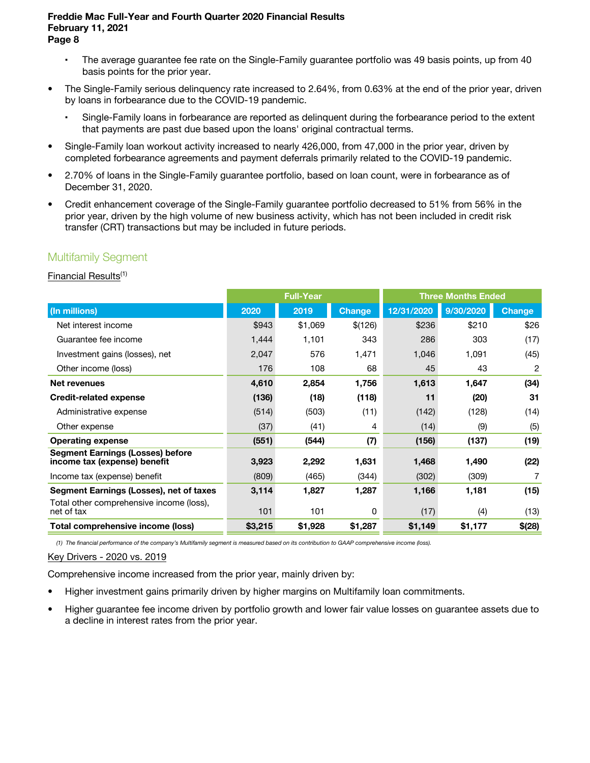- The average guarantee fee rate on the Single-Family guarantee portfolio was 49 basis points, up from 40 basis points for the prior year.

- The Single-Family serious delinquency rate increased to 2.64%, from 0.63% at the end of the prior year, driven by loans in forbearance due to the COVID-19 pandemic.
  - Single-Family loans in forbearance are reported as delinquent during the forbearance period to the extent that payments are past due based upon the loans' original contractual terms.
- Single-Family loan workout activity increased to nearly 426,000, from 47,000 in the prior year, driven by completed forbearance agreements and payment deferrals primarily related to the COVID-19 pandemic.
- 2.70% of loans in the Single-Family guarantee portfolio, based on loan count, were in forbearance as of December 31, 2020.
- Credit enhancement coverage of the Single-Family guarantee portfolio decreased to 51% from 56% in the prior year, driven by the high volume of new business activity, which has not been included in credit risk transfer (CRT) transactions but may be included in future periods.

## Multifamily Segment

Financial Results[1]

| | Full-Year | | | Three Months Ended | | |
|---|---|---|---|---|---|---|
| **(In millions)** | **2020** | **2019** | **Change** | **12/31/2020** | **9/30/2020** | **Change** |
| Net interest income | $943 | $1,069 | $(126) | $236 | $210 | $26 |
| Guarantee fee income | 1,444 | 1,101 | 343 | 286 | 303 | (17) |
| Investment gains (losses), net | 2,047 | 576 | 1,471 | 1,046 | 1,091 | (45) |
| Other income (loss) | 176 | 108 | 68 | 45 | 43 | 2 |
| **Net revenues** | **4,610** | **2,854** | **1,756** | **1,613** | **1,647** | **(34)** |
| **Credit-related expense** | **(136)** | **(18)** | **(118)** | **11** | **(20)** | **31** |
| Administrative expense | (514) | (503) | (11) | (142) | (128) | (14) |
| Other expense | (37) | (41) | 4 | (14) | (9) | (5) |
| **Operating expense** | **(551)** | **(544)** | **(7)** | **(156)** | **(137)** | **(19)** |
| **Segment Earnings (Losses) before income tax (expense) benefit** | **3,923** | **2,292** | **1,631** | **1,468** | **1,490** | **(22)** |
| Income tax (expense) benefit | (809) | (465) | (344) | (302) | (309) | 7 |
| **Segment Earnings (Losses), net of taxes** | **3,114** | **1,827** | **1,287** | **1,166** | **1,181** | **(15)** |
| Total other comprehensive income (loss), net of tax | 101 | 101 | 0 | (17) | (4) | (13) |
| **Total comprehensive income (loss)** | **$3,215** | **$1,928** | **$1,287** | **$1,149** | **$1,177** | **$(28)** |

*(1) The financial performance of the company's Multifamily segment is measured based on its contribution to GAAP comprehensive income (loss).*

Key Drivers - 2020 vs. 2019

Comprehensive income increased from the prior year, mainly driven by:

- Higher investment gains primarily driven by higher margins on Multifamily loan commitments.
- Higher guarantee fee income driven by portfolio growth and lower fair value losses on guarantee assets due to a decline in interest rates from the prior year.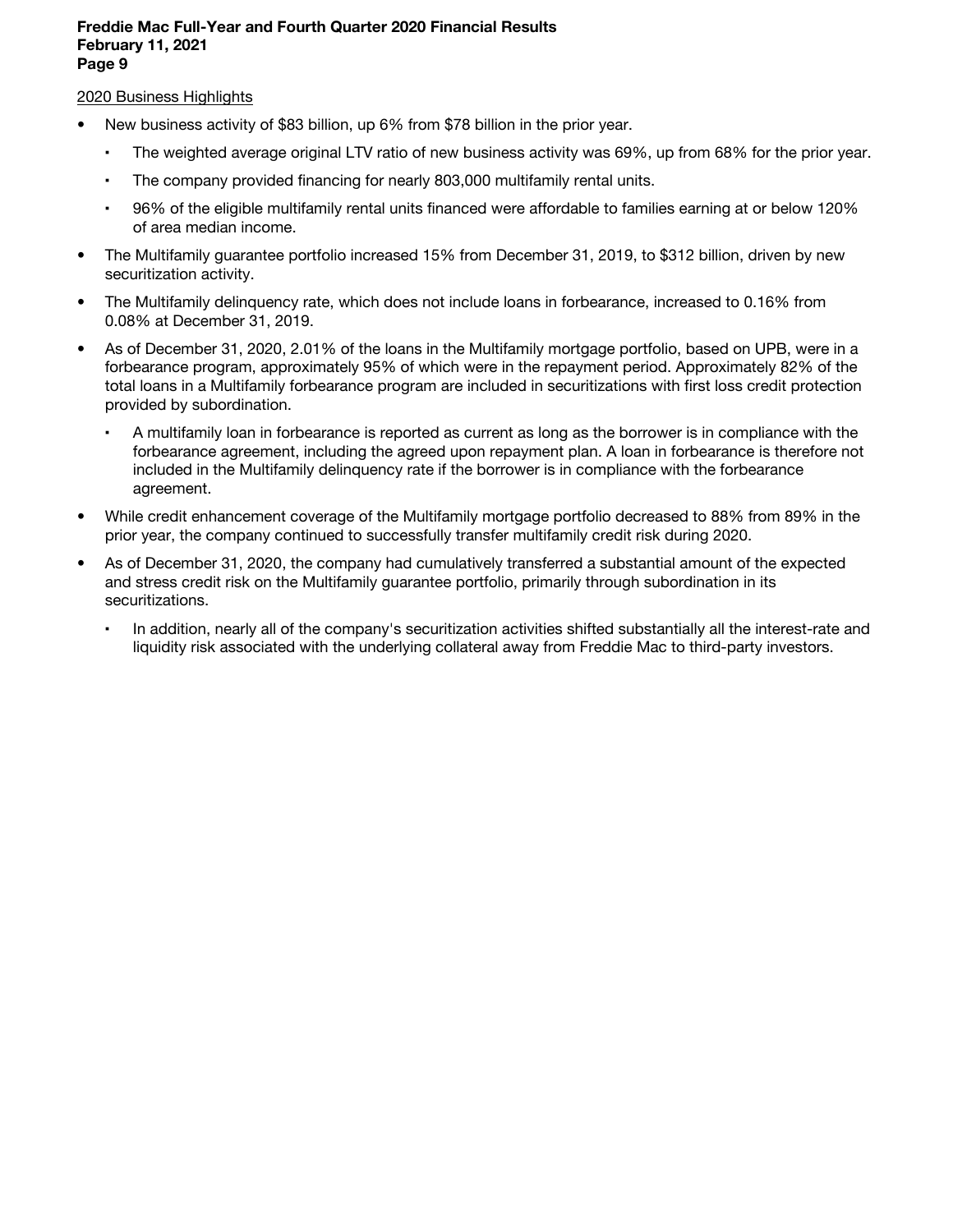2020 Business Highlights

- New business activity of $83 billion, up 6% from $78 billion in the prior year.
  - The weighted average original LTV ratio of new business activity was 69%, up from 68% for the prior year.
  - The company provided financing for nearly 803,000 multifamily rental units.
  - 96% of the eligible multifamily rental units financed were affordable to families earning at or below 120% of area median income.
- The Multifamily guarantee portfolio increased 15% from December 31, 2019, to $312 billion, driven by new securitization activity.
- The Multifamily delinquency rate, which does not include loans in forbearance, increased to 0.16% from 0.08% at December 31, 2019.
- As of December 31, 2020, 2.01% of the loans in the Multifamily mortgage portfolio, based on UPB, were in a forbearance program, approximately 95% of which were in the repayment period. Approximately 82% of the total loans in a Multifamily forbearance program are included in securitizations with first loss credit protection provided by subordination.
  - A multifamily loan in forbearance is reported as current as long as the borrower is in compliance with the forbearance agreement, including the agreed upon repayment plan. A loan in forbearance is therefore not included in the Multifamily delinquency rate if the borrower is in compliance with the forbearance agreement.
- While credit enhancement coverage of the Multifamily mortgage portfolio decreased to 88% from 89% in the prior year, the company continued to successfully transfer multifamily credit risk during 2020.
- As of December 31, 2020, the company had cumulatively transferred a substantial amount of the expected and stress credit risk on the Multifamily guarantee portfolio, primarily through subordination in its securitizations.
  - In addition, nearly all of the company's securitization activities shifted substantially all the interest-rate and liquidity risk associated with the underlying collateral away from Freddie Mac to third-party investors.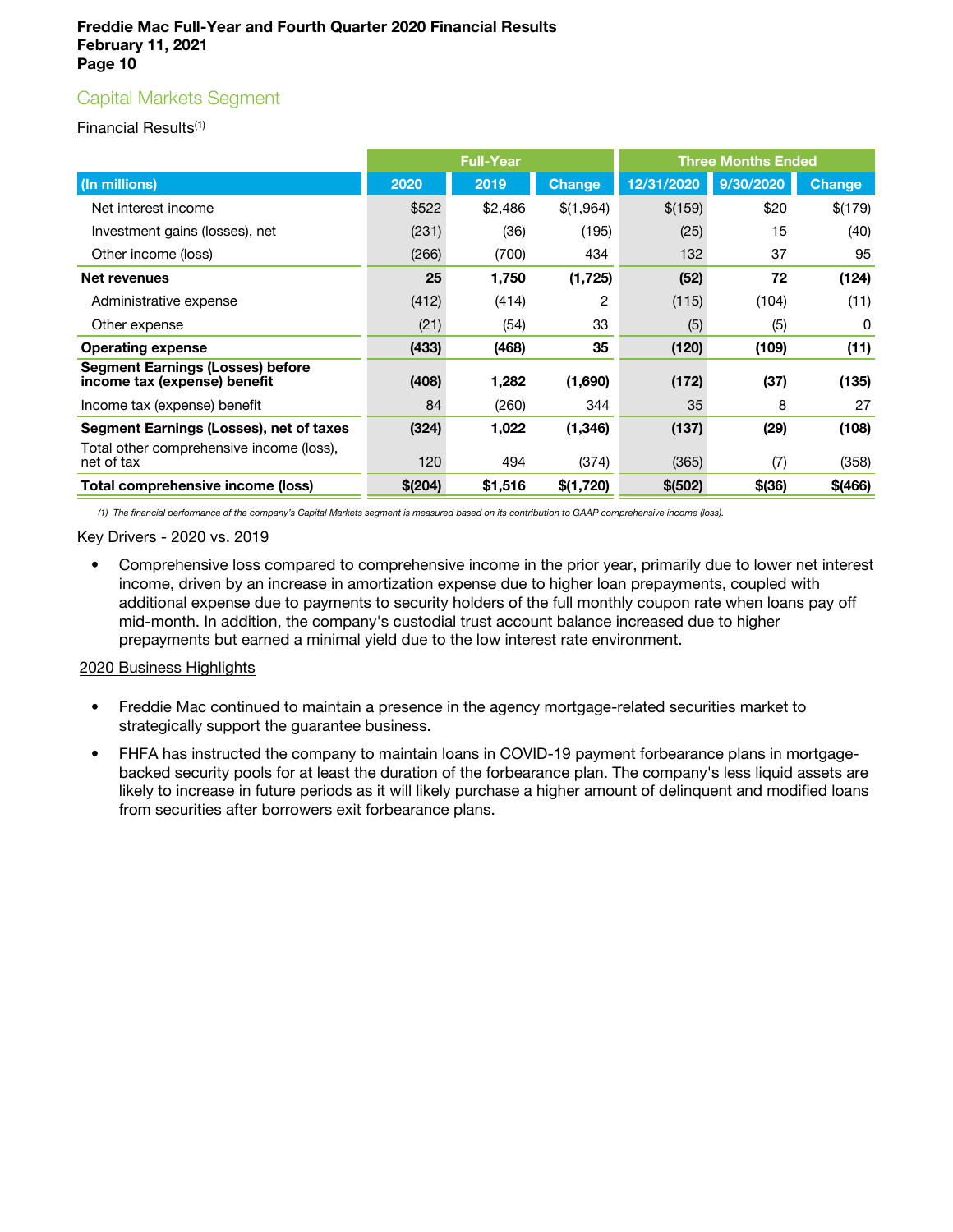## Capital Markets Segment

Financial Results[1]

| (In millions) | Full-Year 2020 | Full-Year 2019 | Full-Year Change | Three Months Ended 12/31/2020 | Three Months Ended 9/30/2020 | Three Months Ended Change |
|---|---|---|---|---|---|---|
| Net interest income | $522 | $2,486 | $(1,964) | $(159) | $20 | $(179) |
| Investment gains (losses), net | (231) | (36) | (195) | (25) | 15 | (40) |
| Other income (loss) | (266) | (700) | 434 | 132 | 37 | 95 |
| **Net revenues** | **25** | **1,750** | **(1,725)** | **(52)** | **72** | **(124)** |
| Administrative expense | (412) | (414) | 2 | (115) | (104) | (11) |
| Other expense | (21) | (54) | 33 | (5) | (5) | 0 |
| **Operating expense** | **(433)** | **(468)** | **35** | **(120)** | **(109)** | **(11)** |
| **Segment Earnings (Losses) before income tax (expense) benefit** | **(408)** | **1,282** | **(1,690)** | **(172)** | **(37)** | **(135)** |
| Income tax (expense) benefit | 84 | (260) | 344 | 35 | 8 | 27 |
| **Segment Earnings (Losses), net of taxes** | **(324)** | **1,022** | **(1,346)** | **(137)** | **(29)** | **(108)** |
| Total other comprehensive income (loss), net of tax | 120 | 494 | (374) | (365) | (7) | (358) |
| **Total comprehensive income (loss)** | **$(204)** | **$1,516** | **$(1,720)** | **$(502)** | **$(36)** | **$(466)** |

*(1) The financial performance of the company's Capital Markets segment is measured based on its contribution to GAAP comprehensive income (loss).*

Key Drivers - 2020 vs. 2019

- Comprehensive loss compared to comprehensive income in the prior year, primarily due to lower net interest income, driven by an increase in amortization expense due to higher loan prepayments, coupled with additional expense due to payments to security holders of the full monthly coupon rate when loans pay off mid-month. In addition, the company's custodial trust account balance increased due to higher prepayments but earned a minimal yield due to the low interest rate environment.

2020 Business Highlights

- Freddie Mac continued to maintain a presence in the agency mortgage-related securities market to strategically support the guarantee business.
- FHFA has instructed the company to maintain loans in COVID-19 payment forbearance plans in mortgage-backed security pools for at least the duration of the forbearance plan. The company's less liquid assets are likely to increase in future periods as it will likely purchase a higher amount of delinquent and modified loans from securities after borrowers exit forbearance plans.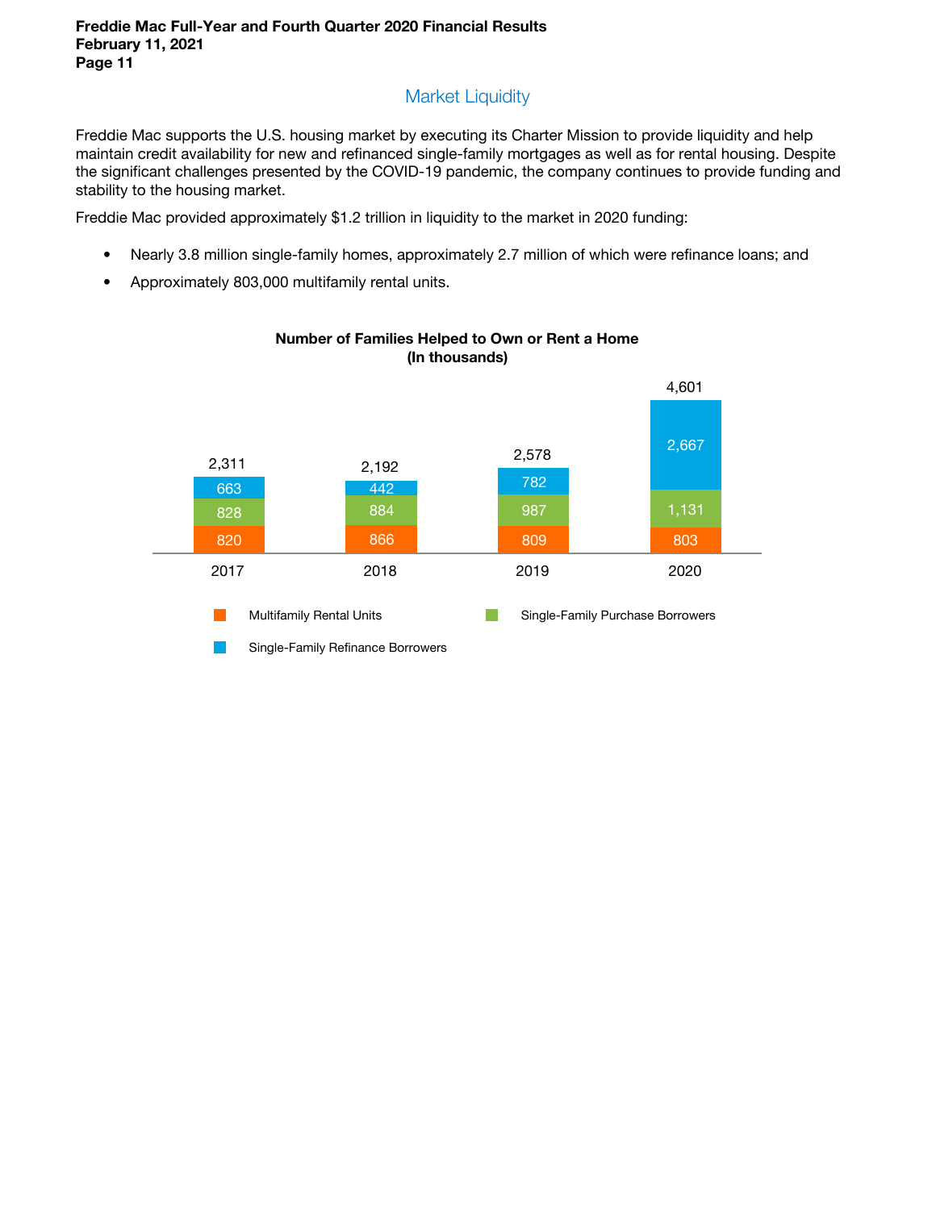## Market Liquidity

Freddie Mac supports the U.S. housing market by executing its Charter Mission to provide liquidity and help maintain credit availability for new and refinanced single-family mortgages as well as for rental housing. Despite the significant challenges presented by the COVID-19 pandemic, the company continues to provide funding and stability to the housing market.

Freddie Mac provided approximately $1.2 trillion in liquidity to the market in 2020 funding:

- Nearly 3.8 million single-family homes, approximately 2.7 million of which were refinance loans; and
- Approximately 803,000 multifamily rental units.

**Number of Families Helped to Own or Rent a Home**
**(In thousands)**

| | 2017 | 2018 | 2019 | 2020 |
|---|---|---|---|---|
| Multifamily Rental Units | 820 | 866 | 809 | 803 |
| Single-Family Purchase Borrowers | 828 | 884 | 987 | 1,131 |
| Single-Family Refinance Borrowers | 663 | 442 | 782 | 2,667 |
| Total | 2,311 | 2,192 | 2,578 | 4,601 |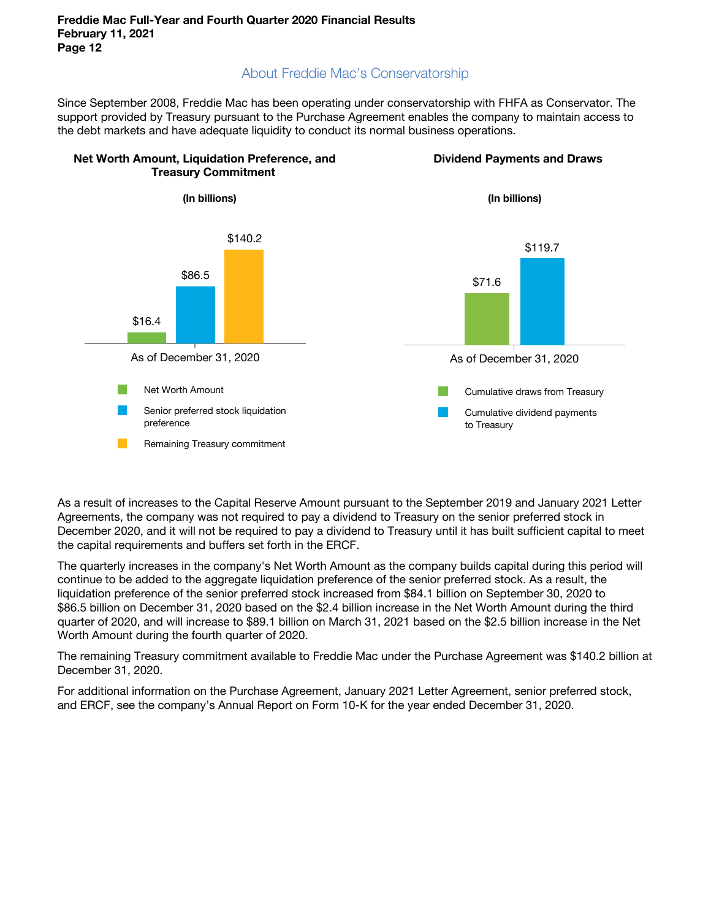## About Freddie Mac's Conservatorship

Since September 2008, Freddie Mac has been operating under conservatorship with FHFA as Conservator. The support provided by Treasury pursuant to the Purchase Agreement enables the company to maintain access to the debt markets and have adequate liquidity to conduct its normal business operations.

**Net Worth Amount, Liquidation Preference, and Treasury Commitment**

**(In billions)**

| As of December 31, 2020 | |
|---|---|
| Net Worth Amount | $16.4 |
| Senior preferred stock liquidation preference | $86.5 |
| Remaining Treasury commitment | $140.2 |

**Dividend Payments and Draws**

**(In billions)**

| As of December 31, 2020 | |
|---|---|
| Cumulative draws from Treasury | $71.6 |
| Cumulative dividend payments to Treasury | $119.7 |

As a result of increases to the Capital Reserve Amount pursuant to the September 2019 and January 2021 Letter Agreements, the company was not required to pay a dividend to Treasury on the senior preferred stock in December 2020, and it will not be required to pay a dividend to Treasury until it has built sufficient capital to meet the capital requirements and buffers set forth in the ERCF.

The quarterly increases in the company's Net Worth Amount as the company builds capital during this period will continue to be added to the aggregate liquidation preference of the senior preferred stock. As a result, the liquidation preference of the senior preferred stock increased from $84.1 billion on September 30, 2020 to $86.5 billion on December 31, 2020 based on the $2.4 billion increase in the Net Worth Amount during the third quarter of 2020, and will increase to $89.1 billion on March 31, 2021 based on the $2.5 billion increase in the Net Worth Amount during the fourth quarter of 2020.

The remaining Treasury commitment available to Freddie Mac under the Purchase Agreement was $140.2 billion at December 31, 2020.

For additional information on the Purchase Agreement, January 2021 Letter Agreement, senior preferred stock, and ERCF, see the company's Annual Report on Form 10-K for the year ended December 31, 2020.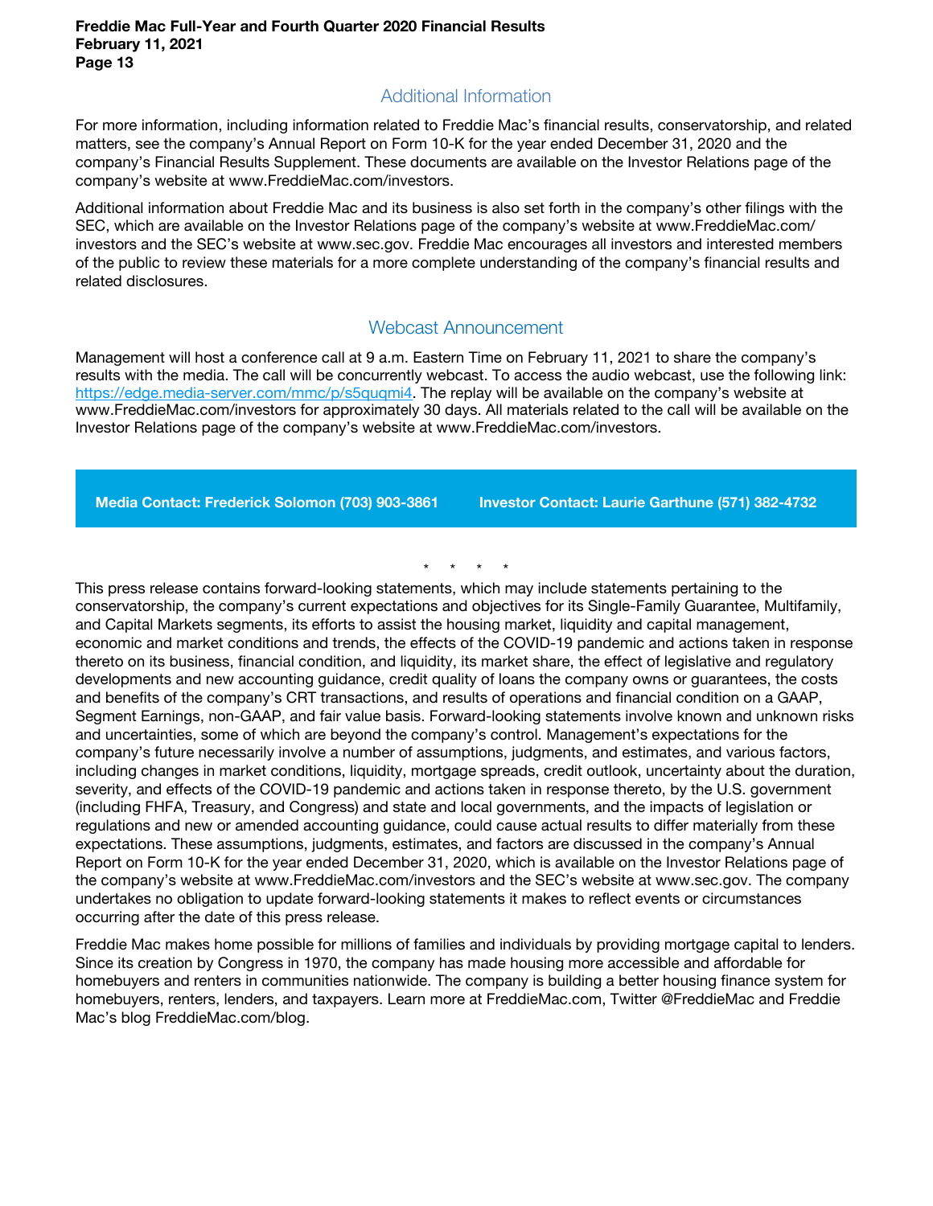## Additional Information

For more information, including information related to Freddie Mac's financial results, conservatorship, and related matters, see the company's Annual Report on Form 10-K for the year ended December 31, 2020 and the company's Financial Results Supplement. These documents are available on the Investor Relations page of the company's website at www.FreddieMac.com/investors.

Additional information about Freddie Mac and its business is also set forth in the company's other filings with the SEC, which are available on the Investor Relations page of the company's website at www.FreddieMac.com/investors and the SEC's website at www.sec.gov. Freddie Mac encourages all investors and interested members of the public to review these materials for a more complete understanding of the company's financial results and related disclosures.

## Webcast Announcement

Management will host a conference call at 9 a.m. Eastern Time on February 11, 2021 to share the company's results with the media. The call will be concurrently webcast. To access the audio webcast, use the following link: https://edge.media-server.com/mmc/p/s5uqmi4. The replay will be available on the company's website at www.FreddieMac.com/investors for approximately 30 days. All materials related to the call will be available on the Investor Relations page of the company's website at www.FreddieMac.com/investors.

**Media Contact: Frederick Solomon (703) 903-3861** **Investor Contact: Laurie Garthune (571) 382-4732**

\* \* \* \*

This press release contains forward-looking statements, which may include statements pertaining to the conservatorship, the company's current expectations and objectives for its Single-Family Guarantee, Multifamily, and Capital Markets segments, its efforts to assist the housing market, liquidity and capital management, economic and market conditions and trends, the effects of the COVID-19 pandemic and actions taken in response thereto on its business, financial condition, and liquidity, its market share, the effect of legislative and regulatory developments and new accounting guidance, credit quality of loans the company owns or guarantees, the costs and benefits of the company's CRT transactions, and results of operations and financial condition on a GAAP, Segment Earnings, non-GAAP, and fair value basis. Forward-looking statements involve known and unknown risks and uncertainties, some of which are beyond the company's control. Management's expectations for the company's future necessarily involve a number of assumptions, judgments, and estimates, and various factors, including changes in market conditions, liquidity, mortgage spreads, credit outlook, uncertainty about the duration, severity, and effects of the COVID-19 pandemic and actions taken in response thereto, by the U.S. government (including FHFA, Treasury, and Congress) and state and local governments, and the impacts of legislation or regulations and new or amended accounting guidance, could cause actual results to differ materially from these expectations. These assumptions, judgments, estimates, and factors are discussed in the company's Annual Report on Form 10-K for the year ended December 31, 2020, which is available on the Investor Relations page of the company's website at www.FreddieMac.com/investors and the SEC's website at www.sec.gov. The company undertakes no obligation to update forward-looking statements it makes to reflect events or circumstances occurring after the date of this press release.

Freddie Mac makes home possible for millions of families and individuals by providing mortgage capital to lenders. Since its creation by Congress in 1970, the company has made housing more accessible and affordable for homebuyers and renters in communities nationwide. The company is building a better housing finance system for homebuyers, renters, lenders, and taxpayers. Learn more at FreddieMac.com, Twitter @FreddieMac and Freddie Mac's blog FreddieMac.com/blog.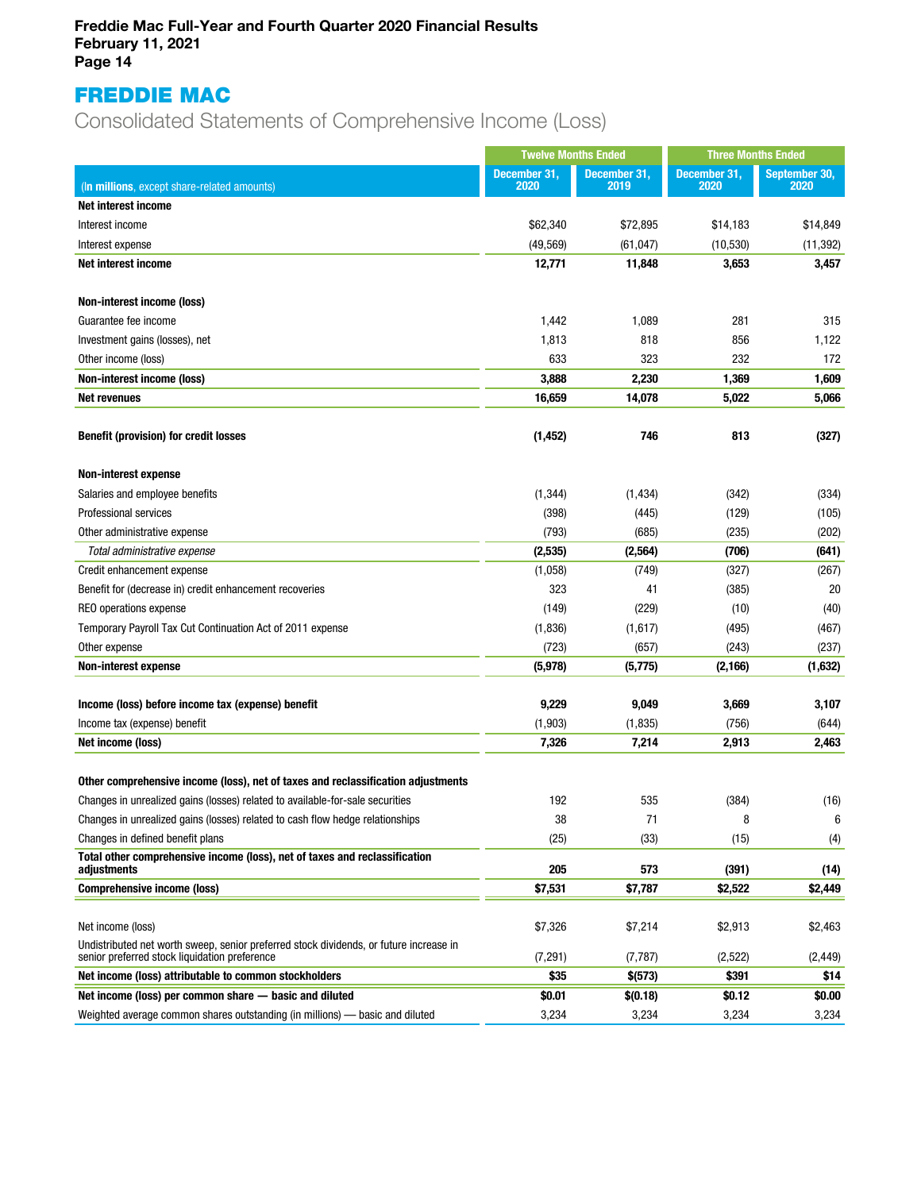# FREDDIE MAC

## Consolidated Statements of Comprehensive Income (Loss)

| (In millions, except share-related amounts) | Twelve Months Ended | | Three Months Ended | |
|---|---|---|---|---|
| | December 31, 2020 | December 31, 2019 | December 31, 2020 | September 30, 2020 |
| **Net interest income** | | | | |
| Interest income | $62,340 | $72,895 | $14,183 | $14,849 |
| Interest expense | (49,569) | (61,047) | (10,530) | (11,392) |
| **Net interest income** | **12,771** | **11,848** | **3,653** | **3,457** |
| **Non-interest income (loss)** | | | | |
| Guarantee fee income | 1,442 | 1,089 | 281 | 315 |
| Investment gains (losses), net | 1,813 | 818 | 856 | 1,122 |
| Other income (loss) | 633 | 323 | 232 | 172 |
| **Non-interest income (loss)** | **3,888** | **2,230** | **1,369** | **1,609** |
| **Net revenues** | **16,659** | **14,078** | **5,022** | **5,066** |
| **Benefit (provision) for credit losses** | **(1,452)** | **746** | **813** | **(327)** |
| **Non-interest expense** | | | | |
| Salaries and employee benefits | (1,344) | (1,434) | (342) | (334) |
| Professional services | (398) | (445) | (129) | (105) |
| Other administrative expense | (793) | (685) | (235) | (202) |
| *Total administrative expense* | **(2,535)** | **(2,564)** | **(706)** | **(641)** |
| Credit enhancement expense | (1,058) | (749) | (327) | (267) |
| Benefit for (decrease in) credit enhancement recoveries | 323 | 41 | (385) | 20 |
| REO operations expense | (149) | (229) | (10) | (40) |
| Temporary Payroll Tax Cut Continuation Act of 2011 expense | (1,836) | (1,617) | (495) | (467) |
| Other expense | (723) | (657) | (243) | (237) |
| **Non-interest expense** | **(5,978)** | **(5,775)** | **(2,166)** | **(1,632)** |
| **Income (loss) before income tax (expense) benefit** | **9,229** | **9,049** | **3,669** | **3,107** |
| Income tax (expense) benefit | (1,903) | (1,835) | (756) | (644) |
| **Net income (loss)** | **7,326** | **7,214** | **2,913** | **2,463** |
| **Other comprehensive income (loss), net of taxes and reclassification adjustments** | | | | |
| Changes in unrealized gains (losses) related to available-for-sale securities | 192 | 535 | (384) | (16) |
| Changes in unrealized gains (losses) related to cash flow hedge relationships | 38 | 71 | 8 | 6 |
| Changes in defined benefit plans | (25) | (33) | (15) | (4) |
| **Total other comprehensive income (loss), net of taxes and reclassification adjustments** | **205** | **573** | **(391)** | **(14)** |
| **Comprehensive income (loss)** | **$7,531** | **$7,787** | **$2,522** | **$2,449** |
| Net income (loss) | $7,326 | $7,214 | $2,913 | $2,463 |
| Undistributed net worth sweep, senior preferred stock dividends, or future increase in senior preferred stock liquidation preference | (7,291) | (7,787) | (2,522) | (2,449) |
| **Net income (loss) attributable to common stockholders** | **$35** | **$(573)** | **$391** | **$14** |
| **Net income (loss) per common share — basic and diluted** | **$0.01** | **$(0.18)** | **$0.12** | **$0.00** |
| Weighted average common shares outstanding (in millions) — basic and diluted | 3,234 | 3,234 | 3,234 | 3,234 |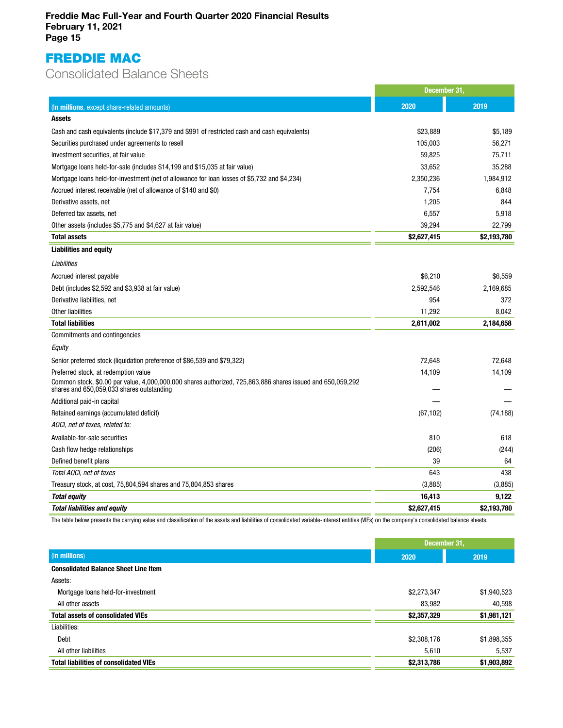# FREDDIE MAC

## Consolidated Balance Sheets

| (In millions, except share-related amounts) | December 31, 2020 | December 31, 2019 |
|---|---|---|
| **Assets** | | |
| Cash and cash equivalents (include $17,379 and $991 of restricted cash and cash equivalents) | $23,889 | $5,189 |
| Securities purchased under agreements to resell | 105,003 | 56,271 |
| Investment securities, at fair value | 59,825 | 75,711 |
| Mortgage loans held-for-sale (includes $14,199 and $15,035 at fair value) | 33,652 | 35,288 |
| Mortgage loans held-for-investment (net of allowance for loan losses of $5,732 and $4,234) | 2,350,236 | 1,984,912 |
| Accrued interest receivable (net of allowance of $140 and $0) | 7,754 | 6,848 |
| Derivative assets, net | 1,205 | 844 |
| Deferred tax assets, net | 6,557 | 5,918 |
| Other assets (includes $5,775 and $4,627 at fair value) | 39,294 | 22,799 |
| **Total assets** | **$2,627,415** | **$2,193,780** |
| **Liabilities and equity** | | |
| *Liabilities* | | |
| Accrued interest payable | $6,210 | $6,559 |
| Debt (includes $2,592 and $3,938 at fair value) | 2,592,546 | 2,169,685 |
| Derivative liabilities, net | 954 | 372 |
| Other liabilities | 11,292 | 8,042 |
| **Total liabilities** | **2,611,002** | **2,184,658** |
| Commitments and contingencies | | |
| *Equity* | | |
| Senior preferred stock (liquidation preference of $86,539 and $79,322) | 72,648 | 72,648 |
| Preferred stock, at redemption value | 14,109 | 14,109 |
| Common stock, $0.00 par value, 4,000,000,000 shares authorized, 725,863,886 shares issued and 650,059,292 shares and 650,059,033 shares outstanding | — | — |
| Additional paid-in capital | — | — |
| Retained earnings (accumulated deficit) | (67,102) | (74,188) |
| *AOCI, net of taxes, related to:* | | |
| Available-for-sale securities | 810 | 618 |
| Cash flow hedge relationships | (206) | (244) |
| Defined benefit plans | 39 | 64 |
| *Total AOCI, net of taxes* | 643 | 438 |
| Treasury stock, at cost, 75,804,594 shares and 75,804,853 shares | (3,885) | (3,885) |
| ***Total equity*** | **16,413** | **9,122** |
| ***Total liabilities and equity*** | **$2,627,415** | **$2,193,780** |

The table below presents the carrying value and classification of the assets and liabilities of consolidated variable-interest entities (VIEs) on the company's consolidated balance sheets.

| (In millions) | December 31, 2020 | December 31, 2019 |
|---|---|---|
| **Consolidated Balance Sheet Line Item** | | |
| Assets: | | |
| Mortgage loans held-for-investment | $2,273,347 | $1,940,523 |
| All other assets | 83,982 | 40,598 |
| **Total assets of consolidated VIEs** | **$2,357,329** | **$1,981,121** |
| Liabilities: | | |
| Debt | $2,308,176 | $1,898,355 |
| All other liabilities | 5,610 | 5,537 |
| **Total liabilities of consolidated VIEs** | **$2,313,786** | **$1,903,892** |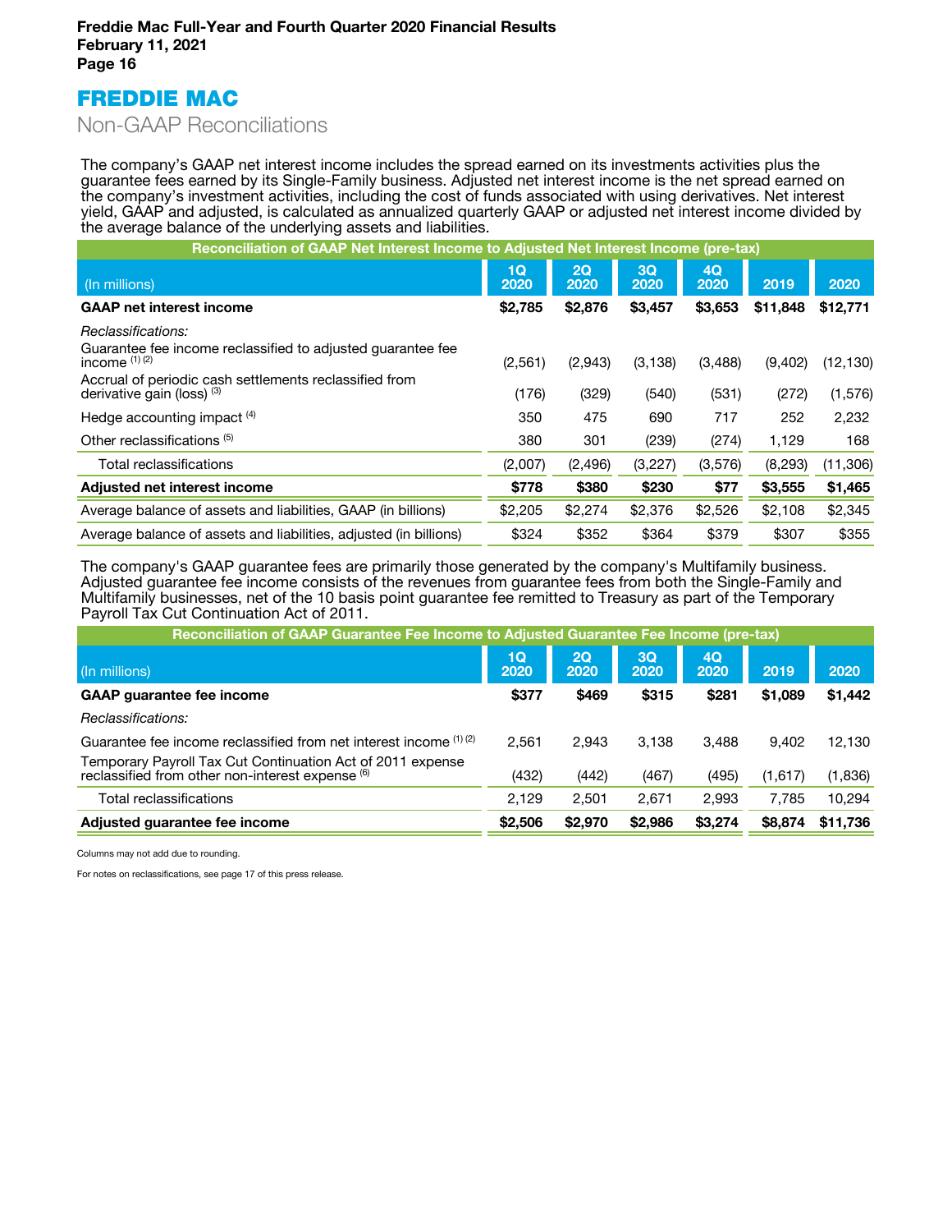# FREDDIE MAC

## Non-GAAP Reconciliations

The company's GAAP net interest income includes the spread earned on its investments activities plus the guarantee fees earned by its Single-Family business. Adjusted net interest income is the net spread earned on the company's investment activities, including the cost of funds associated with using derivatives. Net interest yield, GAAP and adjusted, is calculated as annualized quarterly GAAP or adjusted net interest income divided by the average balance of the underlying assets and liabilities.

**Reconciliation of GAAP Net Interest Income to Adjusted Net Interest Income (pre-tax)**

| (In millions) | 1Q 2020 | 2Q 2020 | 3Q 2020 | 4Q 2020 | 2019 | 2020 |
|---|---|---|---|---|---|---|
| **GAAP net interest income** | **$2,785** | **$2,876** | **$3,457** | **$3,653** | **$11,848** | **$12,771** |
| *Reclassifications:* | | | | | | |
| Guarantee fee income reclassified to adjusted guarantee fee income (1) (2) | (2,561) | (2,943) | (3,138) | (3,488) | (9,402) | (12,130) |
| Accrual of periodic cash settlements reclassified from derivative gain (loss) (3) | (176) | (329) | (540) | (531) | (272) | (1,576) |
| Hedge accounting impact (4) | 350 | 475 | 690 | 717 | 252 | 2,232 |
| Other reclassifications (5) | 380 | 301 | (239) | (274) | 1,129 | 168 |
| Total reclassifications | (2,007) | (2,496) | (3,227) | (3,576) | (8,293) | (11,306) |
| **Adjusted net interest income** | **$778** | **$380** | **$230** | **$77** | **$3,555** | **$1,465** |
| Average balance of assets and liabilities, GAAP (in billions) | $2,205 | $2,274 | $2,376 | $2,526 | $2,108 | $2,345 |
| Average balance of assets and liabilities, adjusted (in billions) | $324 | $352 | $364 | $379 | $307 | $355 |

The company's GAAP guarantee fees are primarily those generated by the company's Multifamily business. Adjusted guarantee fee income consists of the revenues from guarantee fees from both the Single-Family and Multifamily businesses, net of the 10 basis point guarantee fee remitted to Treasury as part of the Temporary Payroll Tax Cut Continuation Act of 2011.

**Reconciliation of GAAP Guarantee Fee Income to Adjusted Guarantee Fee Income (pre-tax)**

| (In millions) | 1Q 2020 | 2Q 2020 | 3Q 2020 | 4Q 2020 | 2019 | 2020 |
|---|---|---|---|---|---|---|
| **GAAP guarantee fee income** | **$377** | **$469** | **$315** | **$281** | **$1,089** | **$1,442** |
| *Reclassifications:* | | | | | | |
| Guarantee fee income reclassified from net interest income (1) (2) | 2,561 | 2,943 | 3,138 | 3,488 | 9,402 | 12,130 |
| Temporary Payroll Tax Cut Continuation Act of 2011 expense reclassified from other non-interest expense (6) | (432) | (442) | (467) | (495) | (1,617) | (1,836) |
| Total reclassifications | 2,129 | 2,501 | 2,671 | 2,993 | 7,785 | 10,294 |
| **Adjusted guarantee fee income** | **$2,506** | **$2,970** | **$2,986** | **$3,274** | **$8,874** | **$11,736** |

Columns may not add due to rounding.

For notes on reclassifications, see page 17 of this press release.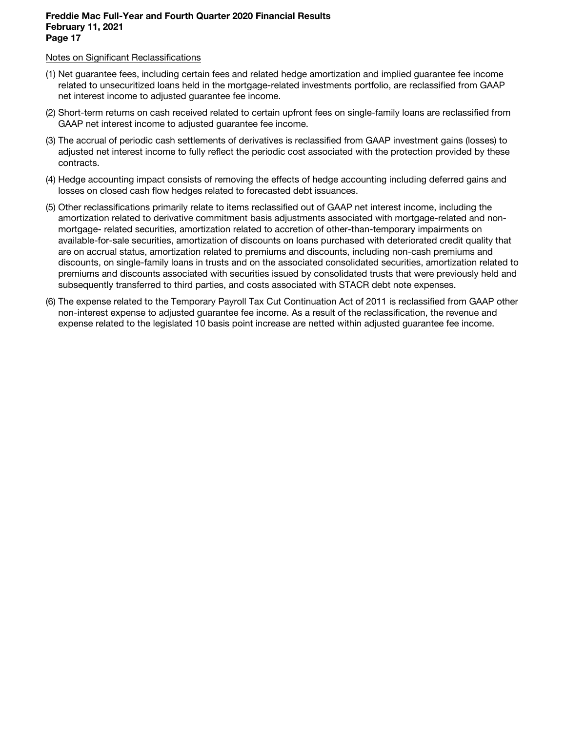Notes on Significant Reclassifications

(1) Net guarantee fees, including certain fees and related hedge amortization and implied guarantee fee income related to unsecuritized loans held in the mortgage-related investments portfolio, are reclassified from GAAP net interest income to adjusted guarantee fee income.

(2) Short-term returns on cash received related to certain upfront fees on single-family loans are reclassified from GAAP net interest income to adjusted guarantee fee income.

(3) The accrual of periodic cash settlements of derivatives is reclassified from GAAP investment gains (losses) to adjusted net interest income to fully reflect the periodic cost associated with the protection provided by these contracts.

(4) Hedge accounting impact consists of removing the effects of hedge accounting including deferred gains and losses on closed cash flow hedges related to forecasted debt issuances.

(5) Other reclassifications primarily relate to items reclassified out of GAAP net interest income, including the amortization related to derivative commitment basis adjustments associated with mortgage-related and non-mortgage- related securities, amortization related to accretion of other-than-temporary impairments on available-for-sale securities, amortization of discounts on loans purchased with deteriorated credit quality that are on accrual status, amortization related to premiums and discounts, including non-cash premiums and discounts, on single-family loans in trusts and on the associated consolidated securities, amortization related to premiums and discounts associated with securities issued by consolidated trusts that were previously held and subsequently transferred to third parties, and costs associated with STACR debt note expenses.

(6) The expense related to the Temporary Payroll Tax Cut Continuation Act of 2011 is reclassified from GAAP other non-interest expense to adjusted guarantee fee income. As a result of the reclassification, the revenue and expense related to the legislated 10 basis point increase are netted within adjusted guarantee fee income.